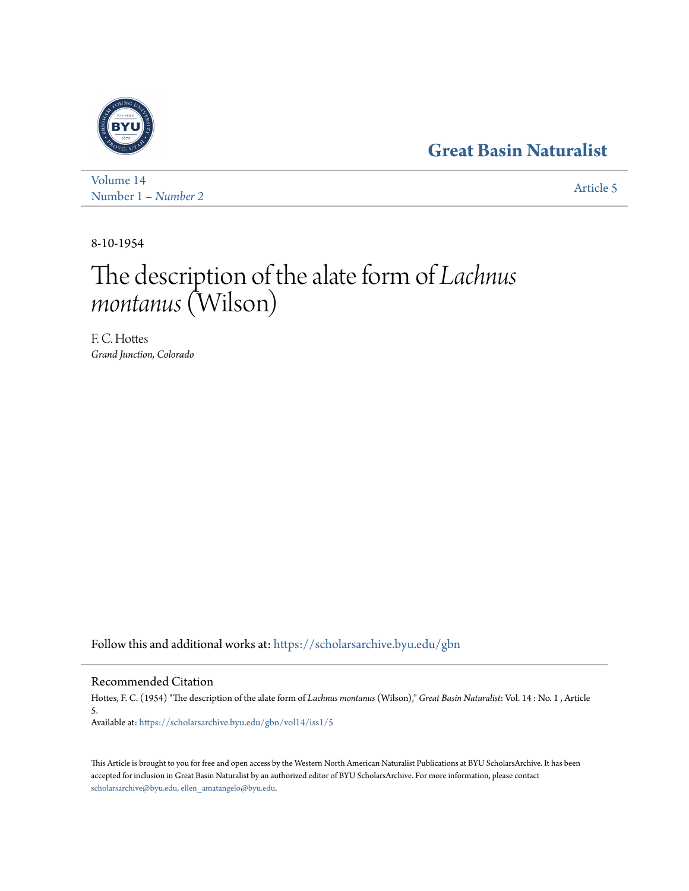Great Basin Naturalist

Volume 14
Number 1 – *Number 2*

Article 5

8-10-1954

# The description of the alate form of *Lachnus montanus* (Wilson)

F. C. Hottes
*Grand Junction, Colorado*

Follow this and additional works at: https://scholarsarchive.byu.edu/gbn

## Recommended Citation

Hottes, F. C. (1954) "The description of the alate form of *Lachnus montanus* (Wilson)," *Great Basin Naturalist*: Vol. 14 : No. 1 , Article 5.
Available at: https://scholarsarchive.byu.edu/gbn/vol14/iss1/5

This Article is brought to you for free and open access by the Western North American Naturalist Publications at BYU ScholarsArchive. It has been accepted for inclusion in Great Basin Naturalist by an authorized editor of BYU ScholarsArchive. For more information, please contact scholarsarchive@byu.edu, ellen_amatangelo@byu.edu.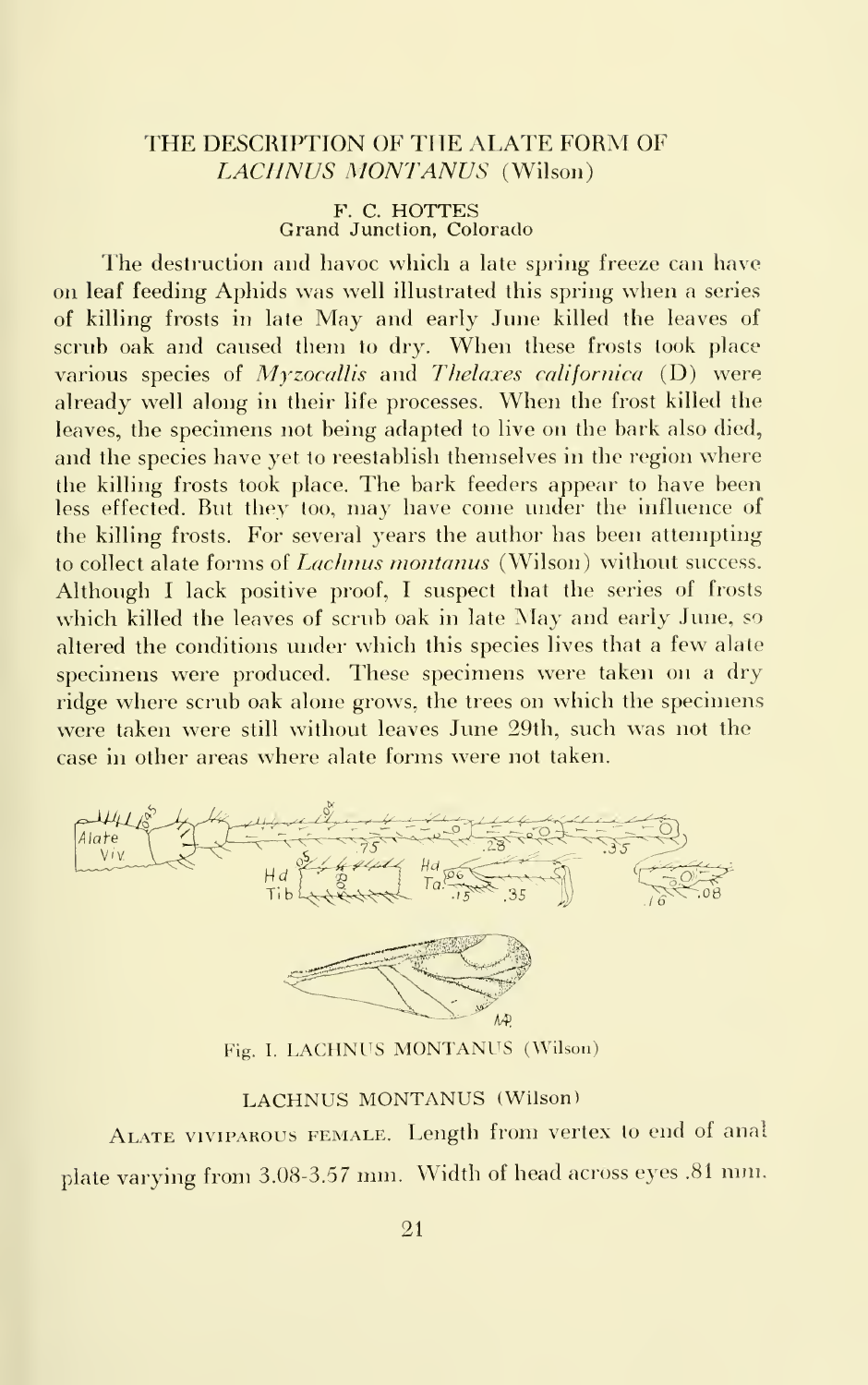## THE DESCRIPTION OF THE ALATE FORM OF *LACHNUS MONTANUS* (Wilson)

F. C. HOTTES
Grand Junction, Colorado

The destruction and havoc which a late spring freeze can have on leaf feeding Aphids was well illustrated this spring when a series of killing frosts in late May and early June killed the leaves of scrub oak and caused them to dry. When these frosts took place various species of *Myzocallis* and *Thelaxes californica* (D) were already well along in their life processes. When the frost killed the leaves, the specimens not being adapted to live on the bark also died, and the species have yet to reestablish themselves in the region where the killing frosts took place. The bark feeders appear to have been less effected. But they too, may have come under the influence of the killing frosts. For several years the author has been attempting to collect alate forms of *Lachnus montanus* (Wilson) without success. Although I lack positive proof, I suspect that the series of frosts which killed the leaves of scrub oak in late May and early June, so altered the conditions under which this species lives that a few alate specimens were produced. These specimens were taken on a dry ridge where scrub oak alone grows, the trees on which the specimens were taken were still without leaves June 29th, such was not the case in other areas where alate forms were not taken.

Fig. I. LACHNUS MONTANUS (Wilson)

### LACHNUS MONTANUS (Wilson)

ALATE VIVIPAROUS FEMALE. Length from vertex to end of anal plate varying from 3.08-3.57 mm. Width of head across eyes .81 mm.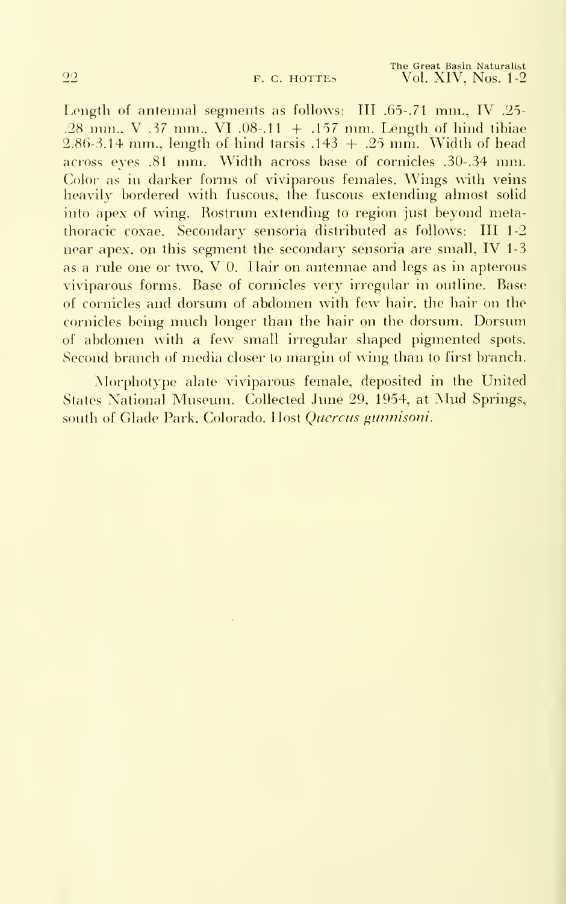Length of antennal segments as follows: III .65-.71 mm., IV .25-.28 mm., V .37 mm., VI .08-.11 + .157 mm. Length of hind tibiae 2.86-3.14 mm., length of hind tarsis .143 + .25 mm. Width of head across eyes .81 mm. Width across base of cornicles .30-.34 mm. Color as in darker forms of viviparous females. Wings with veins heavily bordered with fuscous, the fuscous extending almost solid into apex of wing. Rostrum extending to region just beyond metathoracic coxae. Secondary sensoria distributed as follows: III 1-2 near apex, on this segment the secondary sensoria are small, IV 1-3 as a rule one or two, V 0. Hair on antennae and legs as in apterous viviparous forms. Base of cornicles very irregular in outline. Base of cornicles and dorsum of abdomen with few hair, the hair on the cornicles being much longer than the hair on the dorsum. Dorsum of abdomen with a few small irregular shaped pigmented spots. Second branch of media closer to margin of wing than to first branch.

Morphotype alate viviparous female, deposited in the United States National Museum. Collected June 29, 1954, at Mud Springs, south of Glade Park, Colorado. Host *Quercus gunnisoni*.